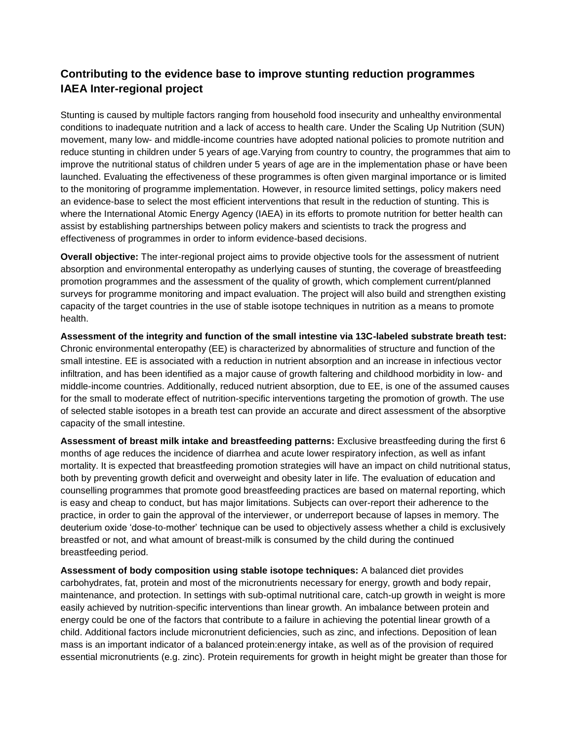# Contributing to the evidence base to improve stunting reduction programmes IAEA Inter-regional project

Stunting is caused by multiple factors ranging from household food insecurity and unhealthy environmental conditions to inadequate nutrition and a lack of access to health care. Under the Scaling Up Nutrition (SUN) movement, many low- and middle-income countries have adopted national policies to promote nutrition and reduce stunting in children under 5 years of age.Varying from country to country, the programmes that aim to improve the nutritional status of children under 5 years of age are in the implementation phase or have been launched. Evaluating the effectiveness of these programmes is often given marginal importance or is limited to the monitoring of programme implementation. However, in resource limited settings, policy makers need an evidence-base to select the most efficient interventions that result in the reduction of stunting. This is where the International Atomic Energy Agency (IAEA) in its efforts to promote nutrition for better health can assist by establishing partnerships between policy makers and scientists to track the progress and effectiveness of programmes in order to inform evidence-based decisions.

**Overall objective:** The inter-regional project aims to provide objective tools for the assessment of nutrient absorption and environmental enteropathy as underlying causes of stunting, the coverage of breastfeeding promotion programmes and the assessment of the quality of growth, which complement current/planned surveys for programme monitoring and impact evaluation. The project will also build and strengthen existing capacity of the target countries in the use of stable isotope techniques in nutrition as a means to promote health.

**Assessment of the integrity and function of the small intestine via 13C-labeled substrate breath test:** Chronic environmental enteropathy (EE) is characterized by abnormalities of structure and function of the small intestine. EE is associated with a reduction in nutrient absorption and an increase in infectious vector infiltration, and has been identified as a major cause of growth faltering and childhood morbidity in low- and middle-income countries. Additionally, reduced nutrient absorption, due to EE, is one of the assumed causes for the small to moderate effect of nutrition-specific interventions targeting the promotion of growth. The use of selected stable isotopes in a breath test can provide an accurate and direct assessment of the absorptive capacity of the small intestine.

**Assessment of breast milk intake and breastfeeding patterns:** Exclusive breastfeeding during the first 6 months of age reduces the incidence of diarrhea and acute lower respiratory infection, as well as infant mortality. It is expected that breastfeeding promotion strategies will have an impact on child nutritional status, both by preventing growth deficit and overweight and obesity later in life. The evaluation of education and counselling programmes that promote good breastfeeding practices are based on maternal reporting, which is easy and cheap to conduct, but has major limitations. Subjects can over-report their adherence to the practice, in order to gain the approval of the interviewer, or underreport because of lapses in memory. The deuterium oxide 'dose-to-mother' technique can be used to objectively assess whether a child is exclusively breastfed or not, and what amount of breast-milk is consumed by the child during the continued breastfeeding period.

**Assessment of body composition using stable isotope techniques:** A balanced diet provides carbohydrates, fat, protein and most of the micronutrients necessary for energy, growth and body repair, maintenance, and protection. In settings with sub-optimal nutritional care, catch-up growth in weight is more easily achieved by nutrition-specific interventions than linear growth. An imbalance between protein and energy could be one of the factors that contribute to a failure in achieving the potential linear growth of a child. Additional factors include micronutrient deficiencies, such as zinc, and infections. Deposition of lean mass is an important indicator of a balanced protein:energy intake, as well as of the provision of required essential micronutrients (e.g. zinc). Protein requirements for growth in height might be greater than those for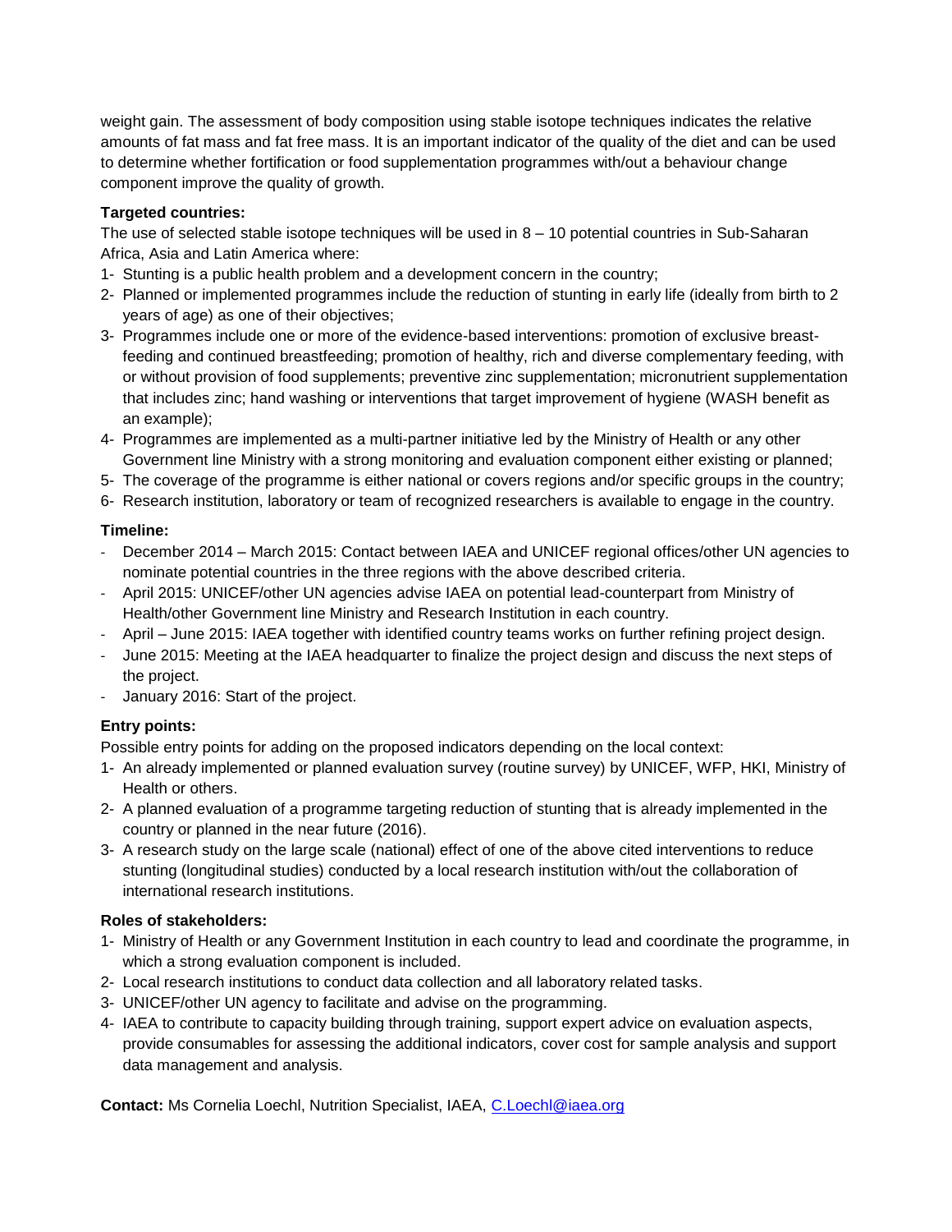weight gain. The assessment of body composition using stable isotope techniques indicates the relative amounts of fat mass and fat free mass. It is an important indicator of the quality of the diet and can be used to determine whether fortification or food supplementation programmes with/out a behaviour change component improve the quality of growth.

**Targeted countries:**

The use of selected stable isotope techniques will be used in 8 – 10 potential countries in Sub-Saharan Africa, Asia and Latin America where:

1- Stunting is a public health problem and a development concern in the country;
2- Planned or implemented programmes include the reduction of stunting in early life (ideally from birth to 2 years of age) as one of their objectives;
3- Programmes include one or more of the evidence-based interventions: promotion of exclusive breast-feeding and continued breastfeeding; promotion of healthy, rich and diverse complementary feeding, with or without provision of food supplements; preventive zinc supplementation; micronutrient supplementation that includes zinc; hand washing or interventions that target improvement of hygiene (WASH benefit as an example);
4- Programmes are implemented as a multi-partner initiative led by the Ministry of Health or any other Government line Ministry with a strong monitoring and evaluation component either existing or planned;
5- The coverage of the programme is either national or covers regions and/or specific groups in the country;
6- Research institution, laboratory or team of recognized researchers is available to engage in the country.

**Timeline:**

- December 2014 – March 2015: Contact between IAEA and UNICEF regional offices/other UN agencies to nominate potential countries in the three regions with the above described criteria.
- April 2015: UNICEF/other UN agencies advise IAEA on potential lead-counterpart from Ministry of Health/other Government line Ministry and Research Institution in each country.
- April – June 2015: IAEA together with identified country teams works on further refining project design.
- June 2015: Meeting at the IAEA headquarter to finalize the project design and discuss the next steps of the project.
- January 2016: Start of the project.

**Entry points:**

Possible entry points for adding on the proposed indicators depending on the local context:

1- An already implemented or planned evaluation survey (routine survey) by UNICEF, WFP, HKI, Ministry of Health or others.
2- A planned evaluation of a programme targeting reduction of stunting that is already implemented in the country or planned in the near future (2016).
3- A research study on the large scale (national) effect of one of the above cited interventions to reduce stunting (longitudinal studies) conducted by a local research institution with/out the collaboration of international research institutions.

**Roles of stakeholders:**

1- Ministry of Health or any Government Institution in each country to lead and coordinate the programme, in which a strong evaluation component is included.
2- Local research institutions to conduct data collection and all laboratory related tasks.
3- UNICEF/other UN agency to facilitate and advise on the programming.
4- IAEA to contribute to capacity building through training, support expert advice on evaluation aspects, provide consumables for assessing the additional indicators, cover cost for sample analysis and support data management and analysis.

**Contact:** Ms Cornelia Loechl, Nutrition Specialist, IAEA, C.Loechl@iaea.org